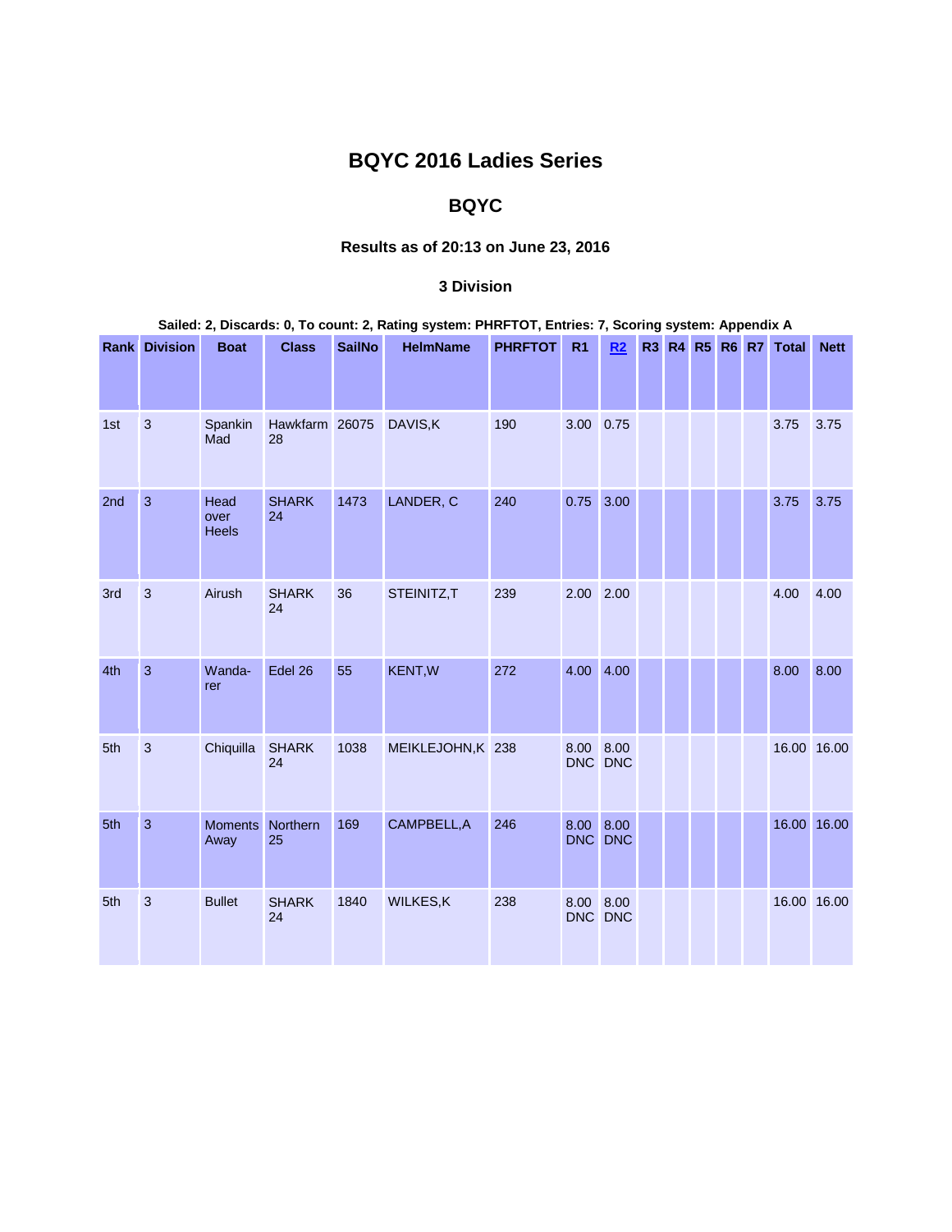# BQYC 2016 Ladies Series

## BQYC

### Results as of 20:13 on June 23, 2016

### 3 Division

**Sailed: 2, Discards: 0, To count: 2, Rating system: PHRFTOT, Entries: 7, Scoring system: Appendix A**

| Rank | Division | Boat | Class | SailNo | HelmName | PHRFTOT | R1 | R2 | R3 | R4 | R5 | R6 | R7 | Total | Nett |
|---|---|---|---|---|---|---|---|---|---|---|---|---|---|---|---|
| 1st | 3 | Spankin Mad | Hawkfarm 28 | 26075 | DAVIS,K | 190 | 3.00 | 0.75 | | | | | | 3.75 | 3.75 |
| 2nd | 3 | Head over Heels | SHARK 24 | 1473 | LANDER, C | 240 | 0.75 | 3.00 | | | | | | 3.75 | 3.75 |
| 3rd | 3 | Airush | SHARK 24 | 36 | STEINITZ,T | 239 | 2.00 | 2.00 | | | | | | 4.00 | 4.00 |
| 4th | 3 | Wanda-rer | Edel 26 | 55 | KENT,W | 272 | 4.00 | 4.00 | | | | | | 8.00 | 8.00 |
| 5th | 3 | Chiquilla | SHARK 24 | 1038 | MEIKLEJOHN,K | 238 | 8.00 DNC | 8.00 DNC | | | | | | 16.00 | 16.00 |
| 5th | 3 | Moments Away | Northern 25 | 169 | CAMPBELL,A | 246 | 8.00 DNC | 8.00 DNC | | | | | | 16.00 | 16.00 |
| 5th | 3 | Bullet | SHARK 24 | 1840 | WILKES,K | 238 | 8.00 DNC | 8.00 DNC | | | | | | 16.00 | 16.00 |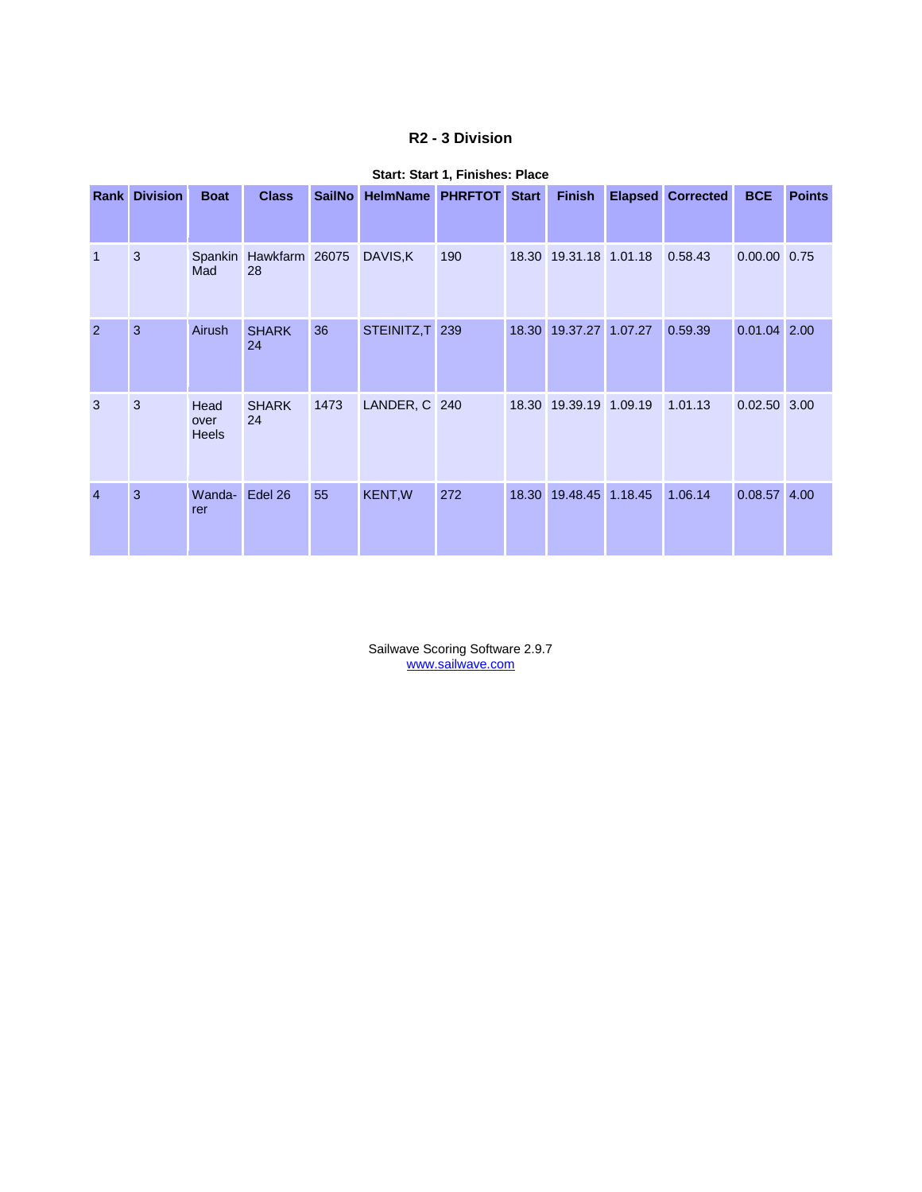### R2 - 3 Division

**Start: Start 1, Finishes: Place**

| Rank | Division | Boat | Class | SailNo | HelmName | PHRFTOT | Start | Finish | Elapsed | Corrected | BCE | Points |
|---|---|---|---|---|---|---|---|---|---|---|---|---|
| 1 | 3 | Spankin Mad | Hawkfarm 28 | 26075 | DAVIS,K | 190 | 18.30 | 19.31.18 | 1.01.18 | 0.58.43 | 0.00.00 | 0.75 |
| 2 | 3 | Airush | SHARK 24 | 36 | STEINITZ,T | 239 | 18.30 | 19.37.27 | 1.07.27 | 0.59.39 | 0.01.04 | 2.00 |
| 3 | 3 | Head over Heels | SHARK 24 | 1473 | LANDER, C | 240 | 18.30 | 19.39.19 | 1.09.19 | 1.01.13 | 0.02.50 | 3.00 |
| 4 | 3 | Wanda-rer | Edel 26 | 55 | KENT,W | 272 | 18.30 | 19.48.45 | 1.18.45 | 1.06.14 | 0.08.57 | 4.00 |

Sailwave Scoring Software 2.9.7
www.sailwave.com